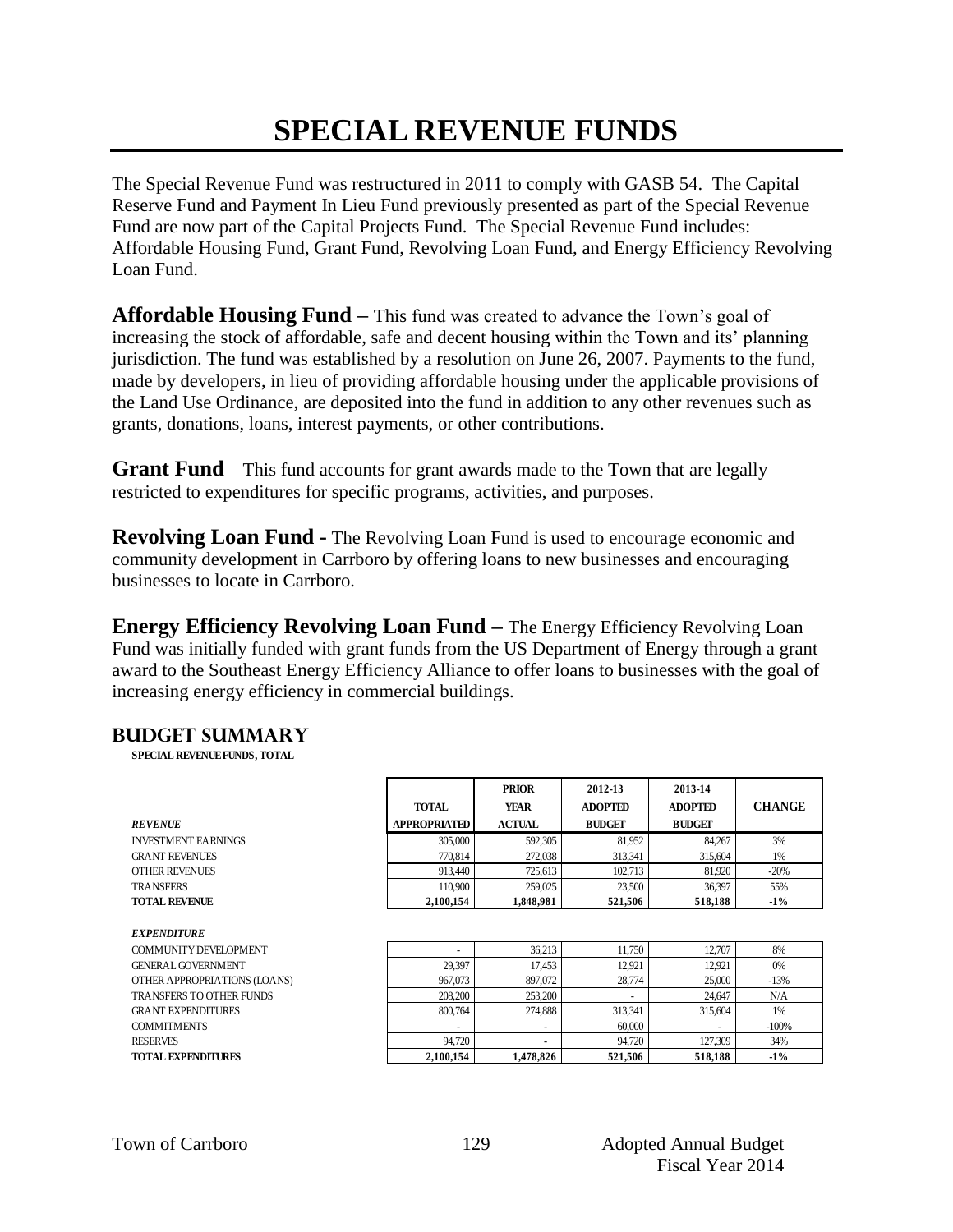# SPECIAL REVENUE FUNDS

The Special Revenue Fund was restructured in 2011 to comply with GASB 54. The Capital Reserve Fund and Payment In Lieu Fund previously presented as part of the Special Revenue Fund are now part of the Capital Projects Fund. The Special Revenue Fund includes: Affordable Housing Fund, Grant Fund, Revolving Loan Fund, and Energy Efficiency Revolving Loan Fund.

**Affordable Housing Fund –** This fund was created to advance the Town's goal of increasing the stock of affordable, safe and decent housing within the Town and its' planning jurisdiction. The fund was established by a resolution on June 26, 2007. Payments to the fund, made by developers, in lieu of providing affordable housing under the applicable provisions of the Land Use Ordinance, are deposited into the fund in addition to any other revenues such as grants, donations, loans, interest payments, or other contributions.

**Grant Fund** – This fund accounts for grant awards made to the Town that are legally restricted to expenditures for specific programs, activities, and purposes.

**Revolving Loan Fund -** The Revolving Loan Fund is used to encourage economic and community development in Carrboro by offering loans to new businesses and encouraging businesses to locate in Carrboro.

**Energy Efficiency Revolving Loan Fund –** The Energy Efficiency Revolving Loan Fund was initially funded with grant funds from the US Department of Energy through a grant award to the Southeast Energy Efficiency Alliance to offer loans to businesses with the goal of increasing energy efficiency in commercial buildings.

## BUDGET SUMMARY

**SPECIAL REVENUE FUNDS, TOTAL**

| *REVENUE* | TOTAL APPROPRIATED | PRIOR YEAR ACTUAL | 2012-13 ADOPTED BUDGET | 2013-14 ADOPTED BUDGET | CHANGE |
|---|---|---|---|---|---|
| INVESTMENT EARNINGS | 305,000 | 592,305 | 81,952 | 84,267 | 3% |
| GRANT REVENUES | 770,814 | 272,038 | 313,341 | 315,604 | 1% |
| OTHER REVENUES | 913,440 | 725,613 | 102,713 | 81,920 | -20% |
| TRANSFERS | 110,900 | 259,025 | 23,500 | 36,397 | 55% |
| **TOTAL REVENUE** | **2,100,154** | **1,848,981** | **521,506** | **518,188** | **-1%** |
| | | | | | |
| *EXPENDITURE* | | | | | |
| COMMUNITY DEVELOPMENT | - | 36,213 | 11,750 | 12,707 | 8% |
| GENERAL GOVERNMENT | 29,397 | 17,453 | 12,921 | 12,921 | 0% |
| OTHER APPROPRIATIONS (LOANS) | 967,073 | 897,072 | 28,774 | 25,000 | -13% |
| TRANSFERS TO OTHER FUNDS | 208,200 | 253,200 | - | 24,647 | N/A |
| GRANT EXPENDITURES | 800,764 | 274,888 | 313,341 | 315,604 | 1% |
| COMMITMENTS | - | - | 60,000 | - | -100% |
| RESERVES | 94,720 | - | 94,720 | 127,309 | 34% |
| **TOTAL EXPENDITURES** | **2,100,154** | **1,478,826** | **521,506** | **518,188** | **-1%** |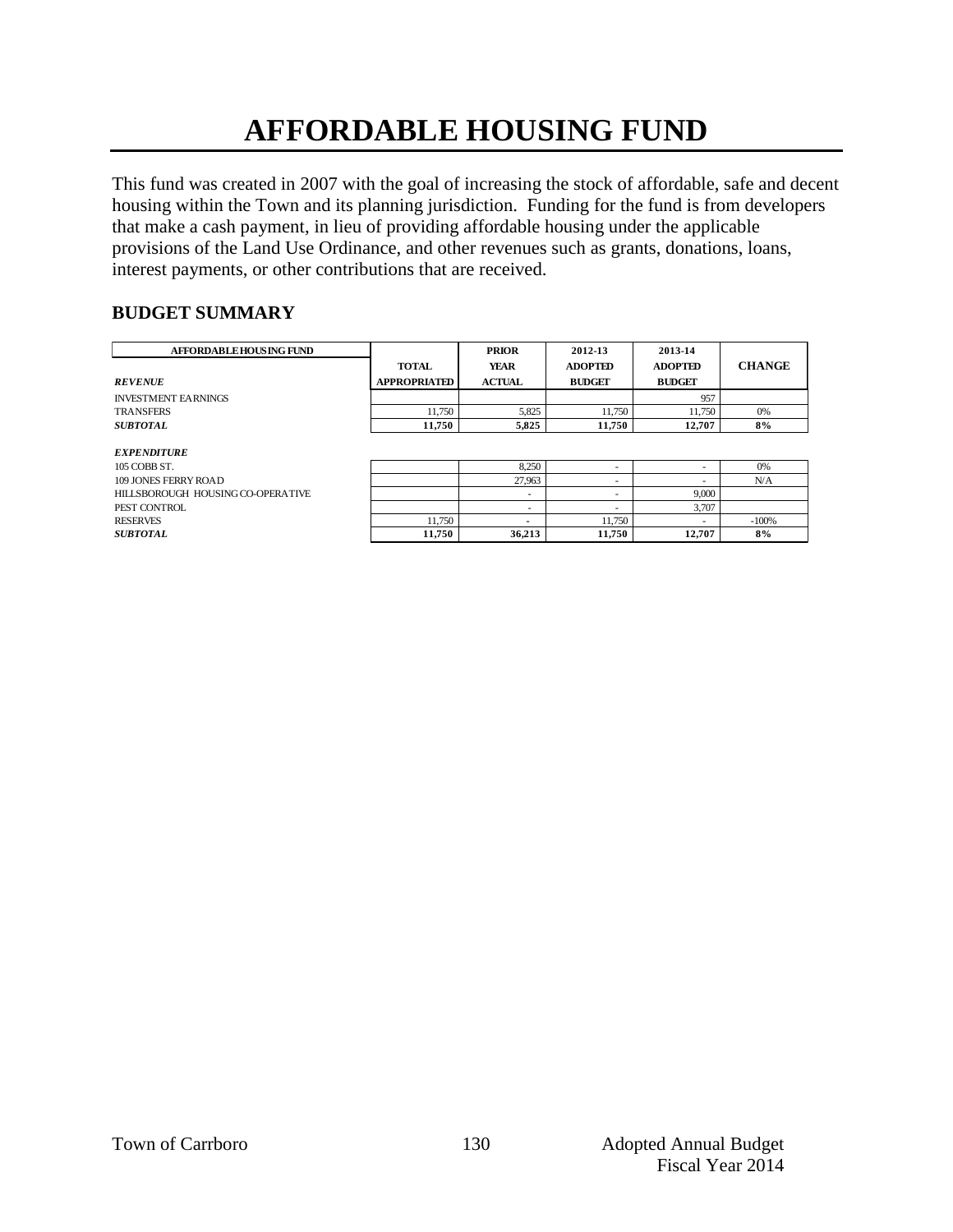# AFFORDABLE HOUSING FUND

This fund was created in 2007 with the goal of increasing the stock of affordable, safe and decent housing within the Town and its planning jurisdiction. Funding for the fund is from developers that make a cash payment, in lieu of providing affordable housing under the applicable provisions of the Land Use Ordinance, and other revenues such as grants, donations, loans, interest payments, or other contributions that are received.

## BUDGET SUMMARY

| AFFORDABLE HOUSING FUND | TOTAL | PRIOR YEAR | 2012-13 ADOPTED | 2013-14 ADOPTED | CHANGE |
|---|---|---|---|---|---|
| ***REVENUE*** | **APPROPRIATED** | **ACTUAL** | **BUDGET** | **BUDGET** | |
| INVESTMENT EARNINGS | | | | 957 | |
| TRANSFERS | 11,750 | 5,825 | 11,750 | 11,750 | 0% |
| ***SUBTOTAL*** | **11,750** | **5,825** | **11,750** | **12,707** | **8%** |
| | | | | | |
| ***EXPENDITURE*** | | | | | |
| 105 COBB ST. | | 8,250 | - | - | 0% |
| 109 JONES FERRY ROAD | | 27,963 | - | - | N/A |
| HILLSBOROUGH HOUSING CO-OPERATIVE | | - | - | 9,000 | |
| PEST CONTROL | | - | - | 3,707 | |
| RESERVES | 11,750 | - | 11,750 | - | -100% |
| ***SUBTOTAL*** | **11,750** | **36,213** | **11,750** | **12,707** | **8%** |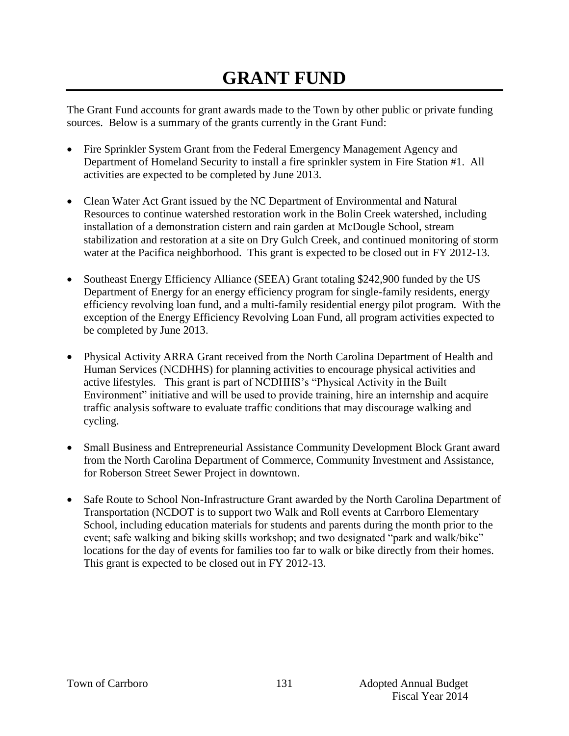# GRANT FUND

The Grant Fund accounts for grant awards made to the Town by other public or private funding sources. Below is a summary of the grants currently in the Grant Fund:

- Fire Sprinkler System Grant from the Federal Emergency Management Agency and Department of Homeland Security to install a fire sprinkler system in Fire Station #1. All activities are expected to be completed by June 2013.

- Clean Water Act Grant issued by the NC Department of Environmental and Natural Resources to continue watershed restoration work in the Bolin Creek watershed, including installation of a demonstration cistern and rain garden at McDougle School, stream stabilization and restoration at a site on Dry Gulch Creek, and continued monitoring of storm water at the Pacifica neighborhood. This grant is expected to be closed out in FY 2012-13.

- Southeast Energy Efficiency Alliance (SEEA) Grant totaling $242,900 funded by the US Department of Energy for an energy efficiency program for single-family residents, energy efficiency revolving loan fund, and a multi-family residential energy pilot program. With the exception of the Energy Efficiency Revolving Loan Fund, all program activities expected to be completed by June 2013.

- Physical Activity ARRA Grant received from the North Carolina Department of Health and Human Services (NCDHHS) for planning activities to encourage physical activities and active lifestyles. This grant is part of NCDHHS's "Physical Activity in the Built Environment" initiative and will be used to provide training, hire an internship and acquire traffic analysis software to evaluate traffic conditions that may discourage walking and cycling.

- Small Business and Entrepreneurial Assistance Community Development Block Grant award from the North Carolina Department of Commerce, Community Investment and Assistance, for Roberson Street Sewer Project in downtown.

- Safe Route to School Non-Infrastructure Grant awarded by the North Carolina Department of Transportation (NCDOT is to support two Walk and Roll events at Carrboro Elementary School, including education materials for students and parents during the month prior to the event; safe walking and biking skills workshop; and two designated "park and walk/bike" locations for the day of events for families too far to walk or bike directly from their homes. This grant is expected to be closed out in FY 2012-13.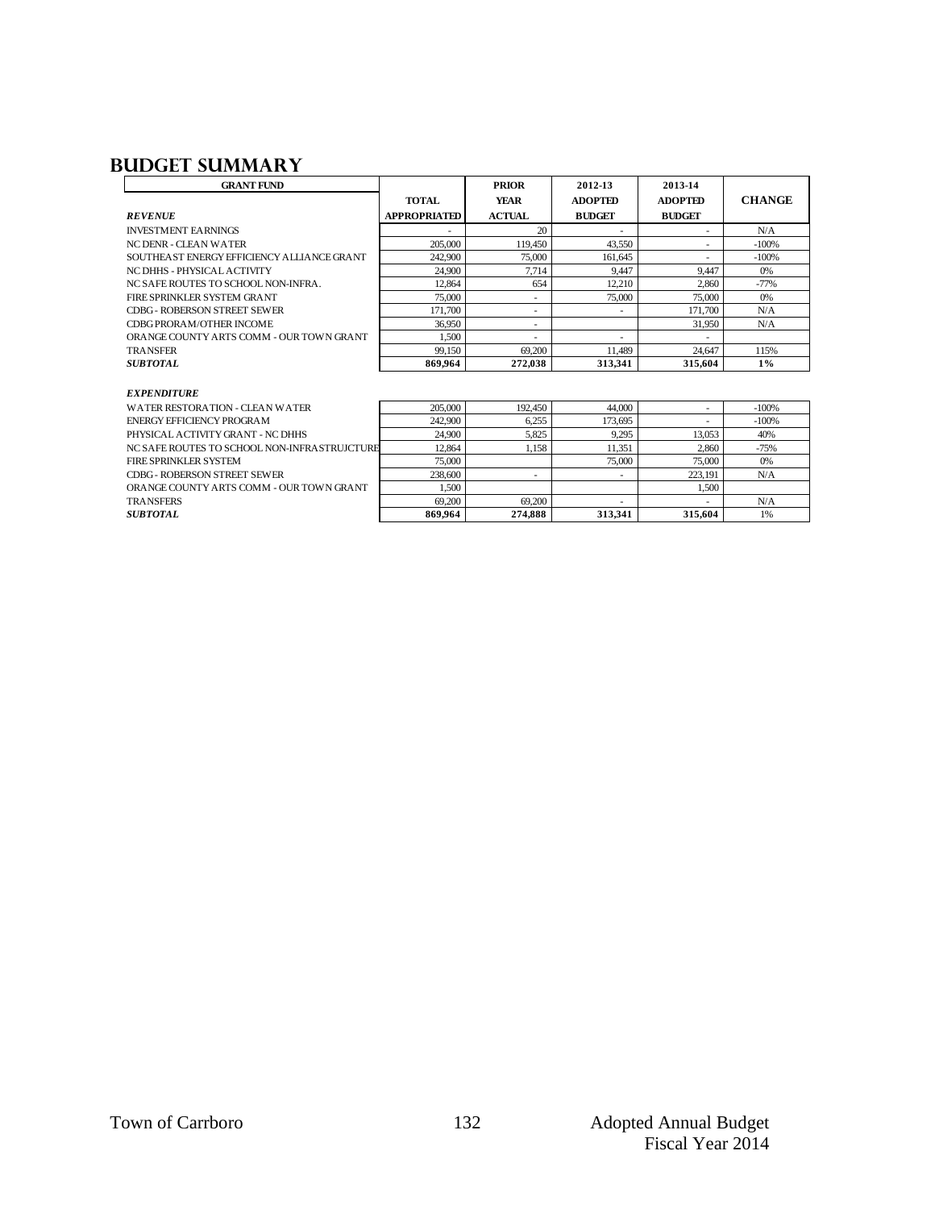## BUDGET SUMMARY

| GRANT FUND | TOTAL APPROPRIATED | PRIOR YEAR ACTUAL | 2012-13 ADOPTED BUDGET | 2013-14 ADOPTED BUDGET | CHANGE |
|---|---|---|---|---|---|
| ***REVENUE*** | | | | | |
| INVESTMENT EARNINGS | - | 20 | - | - | N/A |
| NC DENR - CLEAN WATER | 205,000 | 119,450 | 43,550 | - | -100% |
| SOUTHEAST ENERGY EFFICIENCY ALLIANCE GRANT | 242,900 | 75,000 | 161,645 | - | -100% |
| NC DHHS - PHYSICAL ACTIVITY | 24,900 | 7,714 | 9,447 | 9,447 | 0% |
| NC SAFE ROUTES TO SCHOOL NON-INFRA. | 12,864 | 654 | 12,210 | 2,860 | -77% |
| FIRE SPRINKLER SYSTEM GRANT | 75,000 | - | 75,000 | 75,000 | 0% |
| CDBG - ROBERSON STREET SEWER | 171,700 | - | - | 171,700 | N/A |
| CDBG PRORAM/OTHER INCOME | 36,950 | - | | 31,950 | N/A |
| ORANGE COUNTY ARTS COMM - OUR TOWN GRANT | 1,500 | - | - | - | |
| TRANSFER | 99,150 | 69,200 | 11,489 | 24,647 | 115% |
| ***SUBTOTAL*** | **869,964** | **272,038** | **313,341** | **315,604** | **1%** |
| ***EXPENDITURE*** | | | | | |
| WATER RESTORATION - CLEAN WATER | 205,000 | 192,450 | 44,000 | - | -100% |
| ENERGY EFFICIENCY PROGRAM | 242,900 | 6,255 | 173,695 | - | -100% |
| PHYSICAL ACTIVITY GRANT - NC DHHS | 24,900 | 5,825 | 9,295 | 13,053 | 40% |
| NC SAFE ROUTES TO SCHOOL NON-INFRASTRUJCTURE | 12,864 | 1,158 | 11,351 | 2,860 | -75% |
| FIRE SPRINKLER SYSTEM | 75,000 | | 75,000 | 75,000 | 0% |
| CDBG - ROBERSON STREET SEWER | 238,600 | - | - | 223,191 | N/A |
| ORANGE COUNTY ARTS COMM - OUR TOWN GRANT | 1,500 | | | 1,500 | |
| TRANSFERS | 69,200 | 69,200 | - | - | N/A |
| ***SUBTOTAL*** | **869,964** | **274,888** | **313,341** | **315,604** | 1% |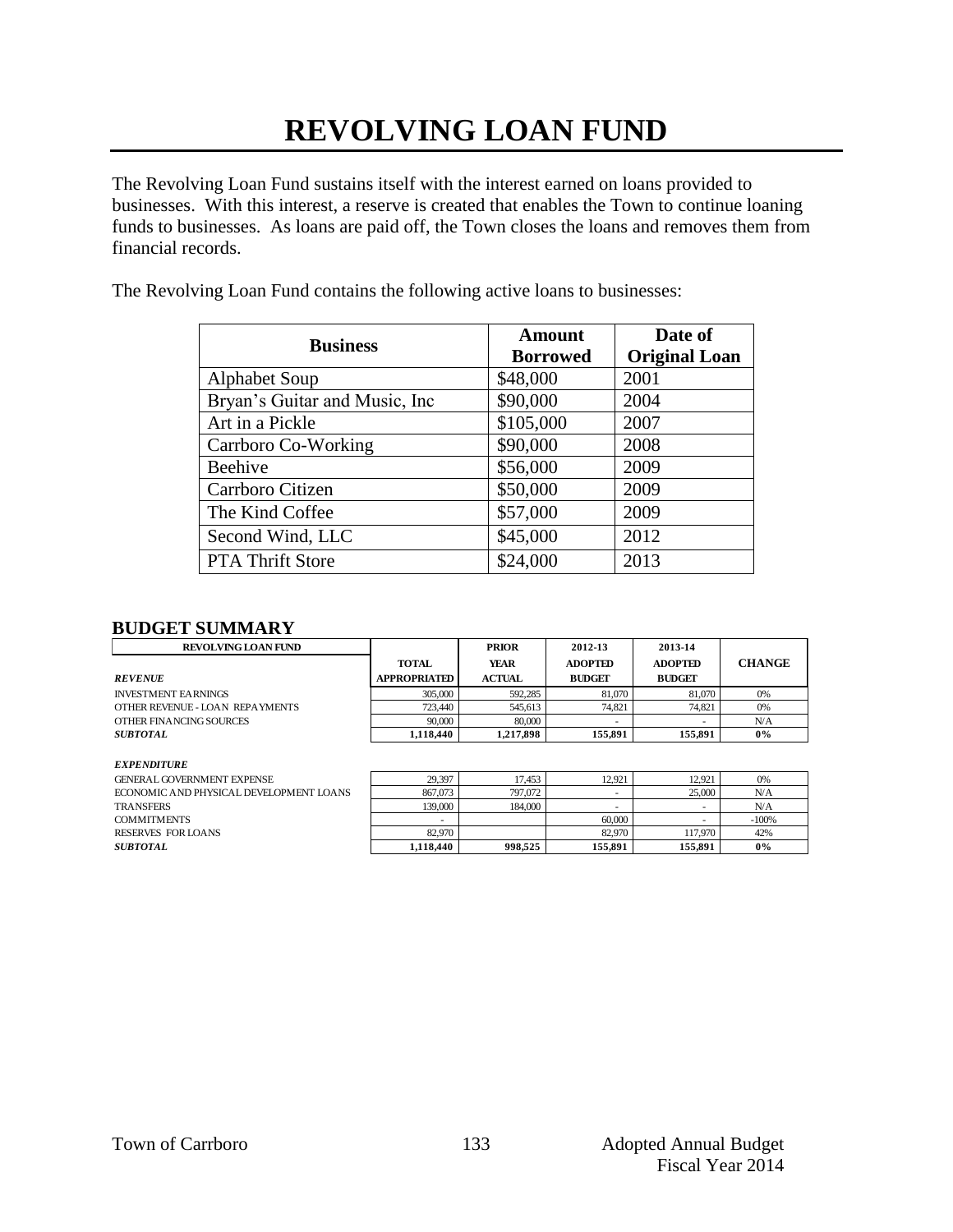# REVOLVING LOAN FUND

The Revolving Loan Fund sustains itself with the interest earned on loans provided to businesses. With this interest, a reserve is created that enables the Town to continue loaning funds to businesses. As loans are paid off, the Town closes the loans and removes them from financial records.

The Revolving Loan Fund contains the following active loans to businesses:

| Business | Amount Borrowed | Date of Original Loan |
|---|---|---|
| Alphabet Soup | $48,000 | 2001 |
| Bryan's Guitar and Music, Inc | $90,000 | 2004 |
| Art in a Pickle | $105,000 | 2007 |
| Carrboro Co-Working | $90,000 | 2008 |
| Beehive | $56,000 | 2009 |
| Carrboro Citizen | $50,000 | 2009 |
| The Kind Coffee | $57,000 | 2009 |
| Second Wind, LLC | $45,000 | 2012 |
| PTA Thrift Store | $24,000 | 2013 |

## BUDGET SUMMARY

| REVOLVING LOAN FUND | TOTAL APPROPRIATED | PRIOR YEAR ACTUAL | 2012-13 ADOPTED BUDGET | 2013-14 ADOPTED BUDGET | CHANGE |
|---|---|---|---|---|---|
| ***REVENUE*** | | | | | |
| INVESTMENT EARNINGS | 305,000 | 592,285 | 81,070 | 81,070 | 0% |
| OTHER REVENUE - LOAN REPAYMENTS | 723,440 | 545,613 | 74,821 | 74,821 | 0% |
| OTHER FINANCING SOURCES | 90,000 | 80,000 | - | - | N/A |
| ***SUBTOTAL*** | **1,118,440** | **1,217,898** | **155,891** | **155,891** | **0%** |
| ***EXPENDITURE*** | | | | | |
| GENERAL GOVERNMENT EXPENSE | 29,397 | 17,453 | 12,921 | 12,921 | 0% |
| ECONOMIC AND PHYSICAL DEVELOPMENT LOANS | 867,073 | 797,072 | - | 25,000 | N/A |
| TRANSFERS | 139,000 | 184,000 | - | - | N/A |
| COMMITMENTS | - | | 60,000 | - | -100% |
| RESERVES FOR LOANS | 82,970 | | 82,970 | 117,970 | 42% |
| ***SUBTOTAL*** | **1,118,440** | **998,525** | **155,891** | **155,891** | **0%** |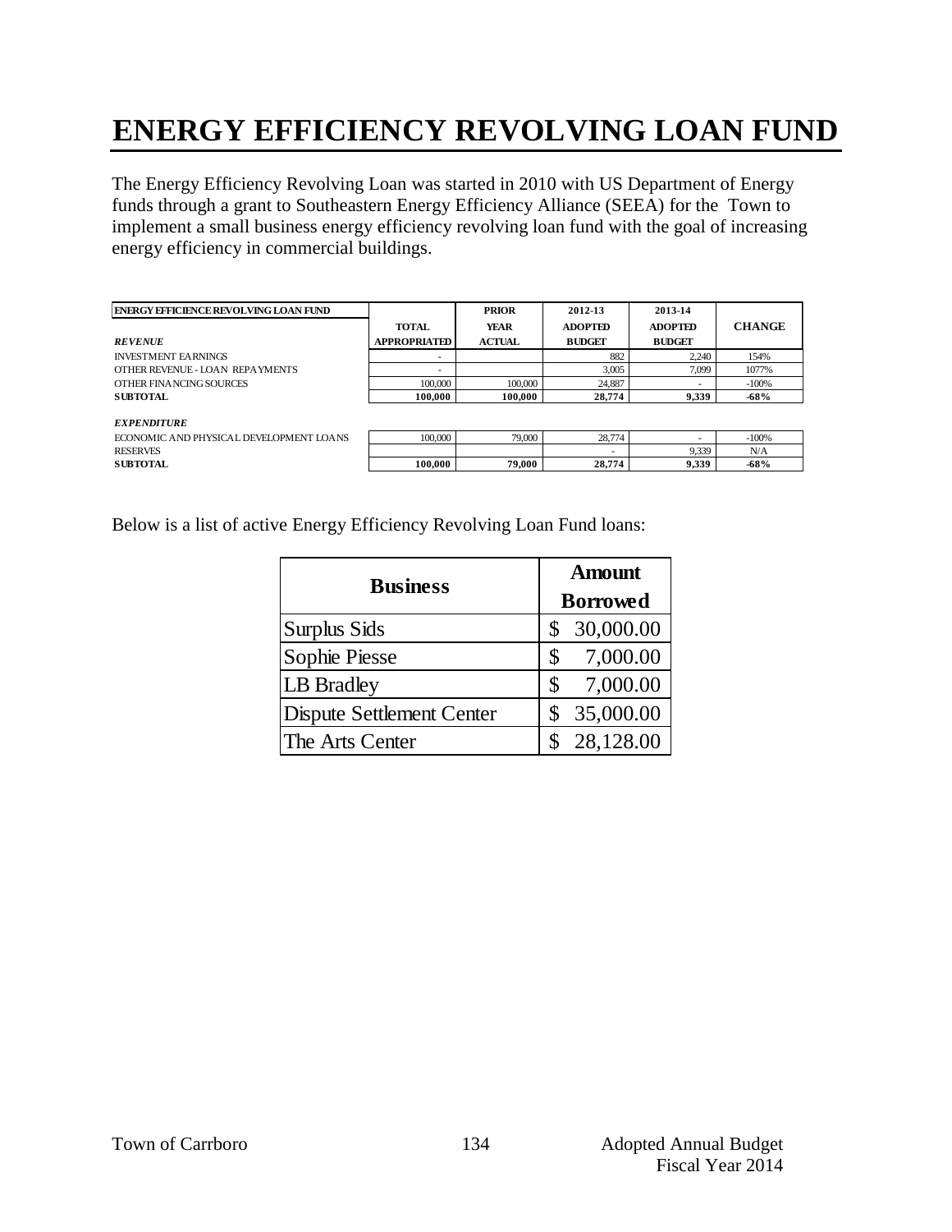# ENERGY EFFICIENCY REVOLVING LOAN FUND

The Energy Efficiency Revolving Loan was started in 2010 with US Department of Energy funds through a grant to Southeastern Energy Efficiency Alliance (SEEA) for the Town to implement a small business energy efficiency revolving loan fund with the goal of increasing energy efficiency in commercial buildings.

| ENERGY EFFICIENCE REVOLVING LOAN FUND | TOTAL APPROPRIATED | PRIOR YEAR ACTUAL | 2012-13 ADOPTED BUDGET | 2013-14 ADOPTED BUDGET | CHANGE |
|---|---|---|---|---|---|
| ***REVENUE*** | | | | | |
| INVESTMENT EARNINGS | - | | 882 | 2,240 | 154% |
| OTHER REVENUE - LOAN REPAYMENTS | - | | 3,005 | 7,099 | 1077% |
| OTHER FINANCING SOURCES | 100,000 | 100,000 | 24,887 | - | -100% |
| **SUBTOTAL** | **100,000** | **100,000** | **28,774** | **9,339** | **-68%** |
| ***EXPENDITURE*** | | | | | |
| ECONOMIC AND PHYSICAL DEVELOPMENT LOANS | 100,000 | 79,000 | 28,774 | - | -100% |
| RESERVES | | | - | 9,339 | N/A |
| **SUBTOTAL** | **100,000** | **79,000** | **28,774** | **9,339** | **-68%** |

Below is a list of active Energy Efficiency Revolving Loan Fund loans:

| Business | Amount Borrowed |
|---|---|
| Surplus Sids | $ 30,000.00 |
| Sophie Piesse | $ 7,000.00 |
| LB Bradley | $ 7,000.00 |
| Dispute Settlement Center | $ 35,000.00 |
| The Arts Center | $ 28,128.00 |